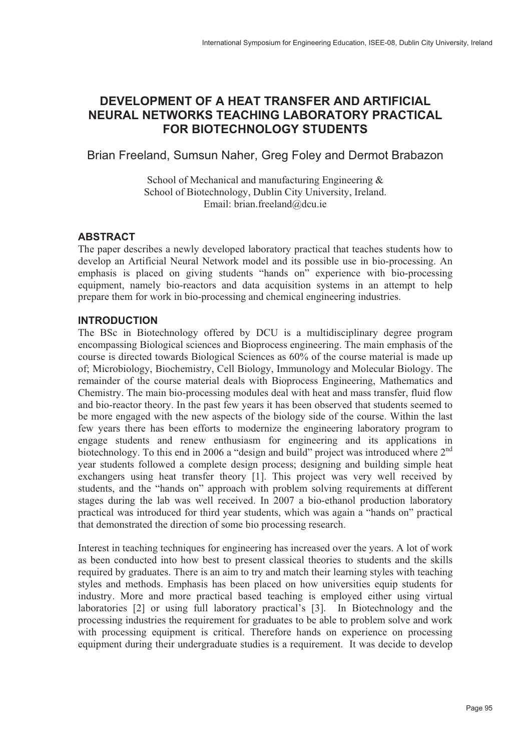# DEVELOPMENT OF A HEAT TRANSFER AND ARTIFICIAL NEURAL NETWORKS TEACHING LABORATORY PRACTICAL FOR BIOTECHNOLOGY STUDENTS

Brian Freeland, Sumsun Naher, Greg Foley and Dermot Brabazon

School of Mechanical and manufacturing Engineering &
School of Biotechnology, Dublin City University, Ireland.
Email: brian.freeland@dcu.ie

## ABSTRACT

The paper describes a newly developed laboratory practical that teaches students how to develop an Artificial Neural Network model and its possible use in bio-processing. An emphasis is placed on giving students "hands on" experience with bio-processing equipment, namely bio-reactors and data acquisition systems in an attempt to help prepare them for work in bio-processing and chemical engineering industries.

## INTRODUCTION

The BSc in Biotechnology offered by DCU is a multidisciplinary degree program encompassing Biological sciences and Bioprocess engineering. The main emphasis of the course is directed towards Biological Sciences as 60% of the course material is made up of; Microbiology, Biochemistry, Cell Biology, Immunology and Molecular Biology. The remainder of the course material deals with Bioprocess Engineering, Mathematics and Chemistry. The main bio-processing modules deal with heat and mass transfer, fluid flow and bio-reactor theory. In the past few years it has been observed that students seemed to be more engaged with the new aspects of the biology side of the course. Within the last few years there has been efforts to modernize the engineering laboratory program to engage students and renew enthusiasm for engineering and its applications in biotechnology. To this end in 2006 a "design and build" project was introduced where 2nd year students followed a complete design process; designing and building simple heat exchangers using heat transfer theory [1]. This project was very well received by students, and the "hands on" approach with problem solving requirements at different stages during the lab was well received. In 2007 a bio-ethanol production laboratory practical was introduced for third year students, which was again a "hands on" practical that demonstrated the direction of some bio processing research.

Interest in teaching techniques for engineering has increased over the years. A lot of work as been conducted into how best to present classical theories to students and the skills required by graduates. There is an aim to try and match their learning styles with teaching styles and methods. Emphasis has been placed on how universities equip students for industry. More and more practical based teaching is employed either using virtual laboratories [2] or using full laboratory practical's [3]. In Biotechnology and the processing industries the requirement for graduates to be able to problem solve and work with processing equipment is critical. Therefore hands on experience on processing equipment during their undergraduate studies is a requirement. It was decide to develop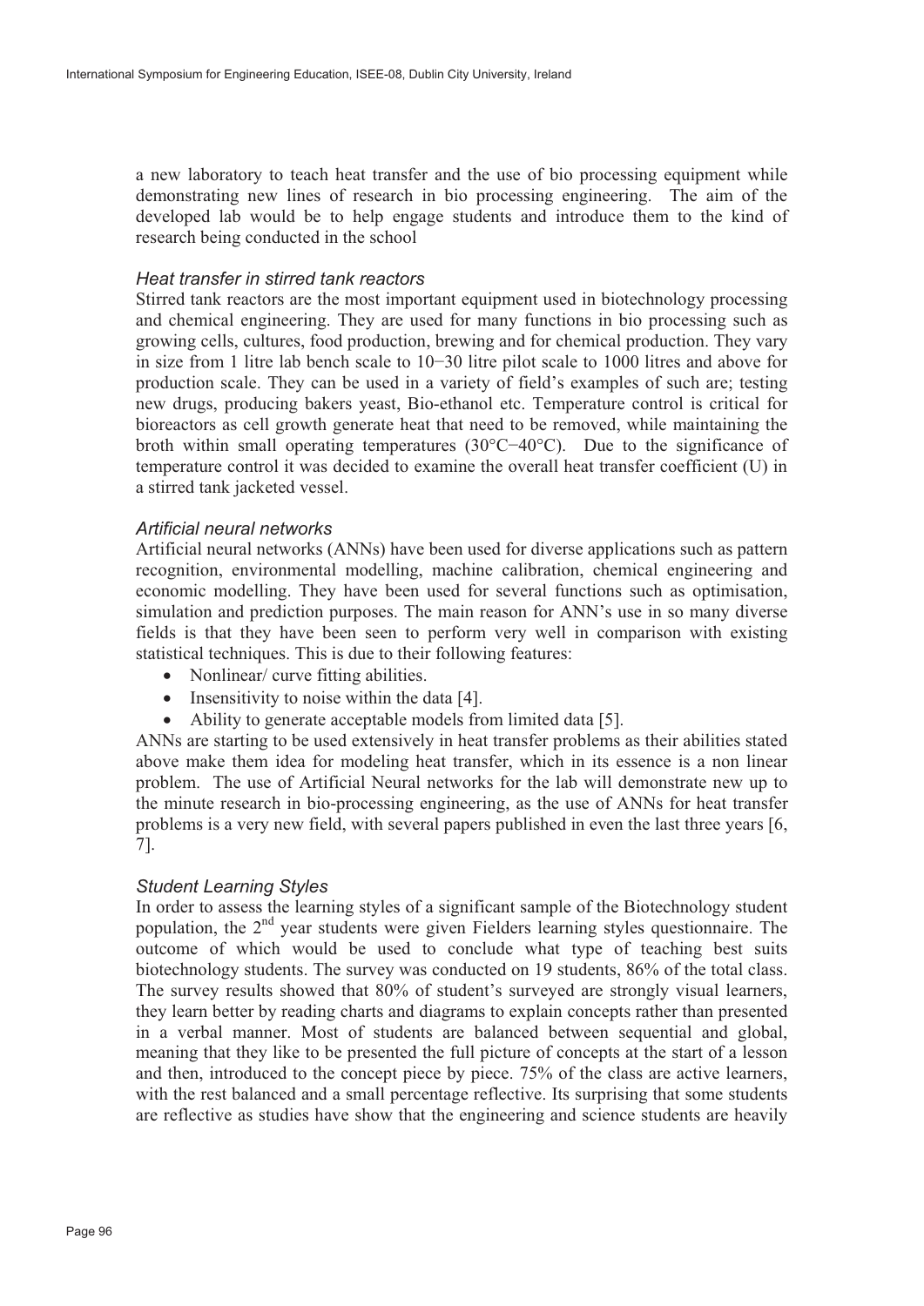a new laboratory to teach heat transfer and the use of bio processing equipment while demonstrating new lines of research in bio processing engineering. The aim of the developed lab would be to help engage students and introduce them to the kind of research being conducted in the school

### *Heat transfer in stirred tank reactors*

Stirred tank reactors are the most important equipment used in biotechnology processing and chemical engineering. They are used for many functions in bio processing such as growing cells, cultures, food production, brewing and for chemical production. They vary in size from 1 litre lab bench scale to 10−30 litre pilot scale to 1000 litres and above for production scale. They can be used in a variety of field's examples of such are; testing new drugs, producing bakers yeast, Bio-ethanol etc. Temperature control is critical for bioreactors as cell growth generate heat that need to be removed, while maintaining the broth within small operating temperatures (30°C−40°C). Due to the significance of temperature control it was decided to examine the overall heat transfer coefficient (U) in a stirred tank jacketed vessel.

### *Artificial neural networks*

Artificial neural networks (ANNs) have been used for diverse applications such as pattern recognition, environmental modelling, machine calibration, chemical engineering and economic modelling. They have been used for several functions such as optimisation, simulation and prediction purposes. The main reason for ANN's use in so many diverse fields is that they have been seen to perform very well in comparison with existing statistical techniques. This is due to their following features:

- Nonlinear/ curve fitting abilities.
- Insensitivity to noise within the data [4].
- Ability to generate acceptable models from limited data [5].

ANNs are starting to be used extensively in heat transfer problems as their abilities stated above make them idea for modeling heat transfer, which in its essence is a non linear problem. The use of Artificial Neural networks for the lab will demonstrate new up to the minute research in bio-processing engineering, as the use of ANNs for heat transfer problems is a very new field, with several papers published in even the last three years [6, 7].

### *Student Learning Styles*

In order to assess the learning styles of a significant sample of the Biotechnology student population, the 2nd year students were given Fielders learning styles questionnaire. The outcome of which would be used to conclude what type of teaching best suits biotechnology students. The survey was conducted on 19 students, 86% of the total class. The survey results showed that 80% of student's surveyed are strongly visual learners, they learn better by reading charts and diagrams to explain concepts rather than presented in a verbal manner. Most of students are balanced between sequential and global, meaning that they like to be presented the full picture of concepts at the start of a lesson and then, introduced to the concept piece by piece. 75% of the class are active learners, with the rest balanced and a small percentage reflective. Its surprising that some students are reflective as studies have show that the engineering and science students are heavily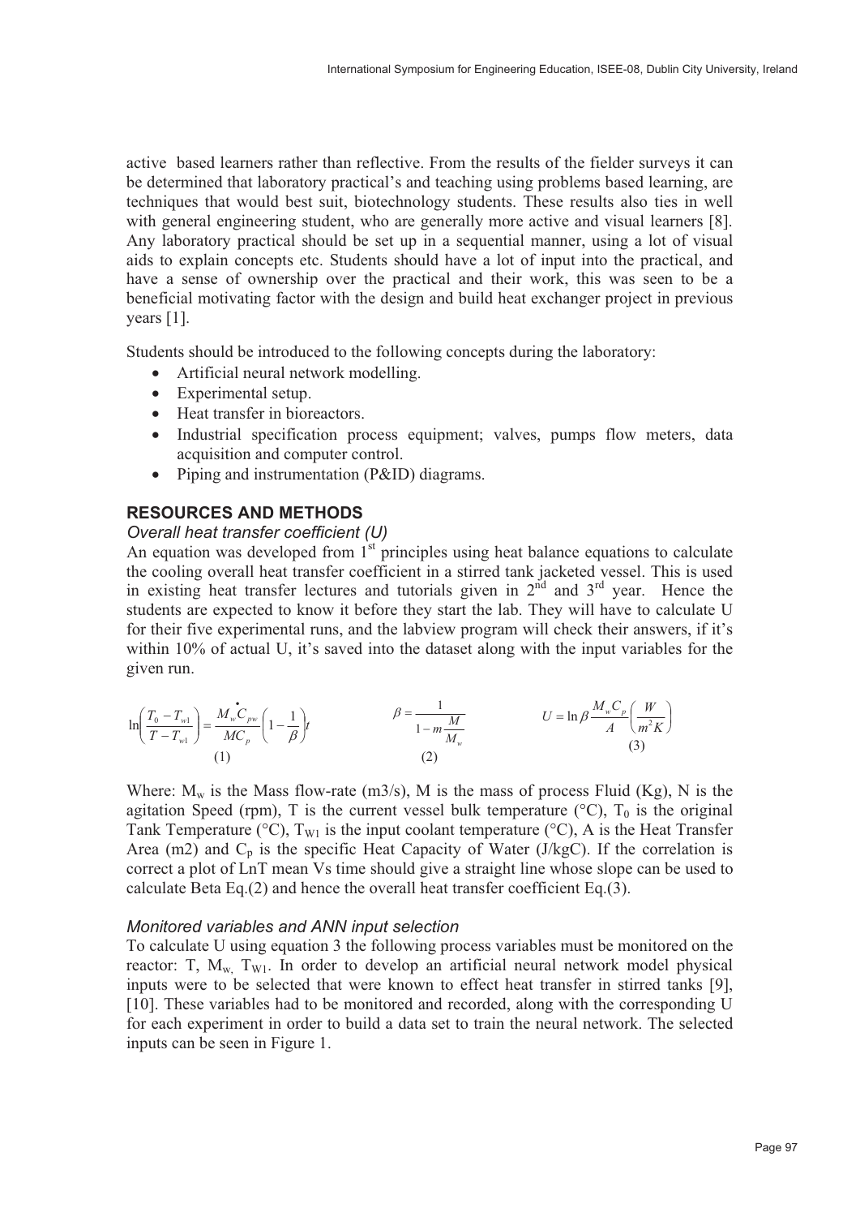active based learners rather than reflective. From the results of the fielder surveys it can be determined that laboratory practical's and teaching using problems based learning, are techniques that would best suit, biotechnology students. These results also ties in well with general engineering student, who are generally more active and visual learners [8]. Any laboratory practical should be set up in a sequential manner, using a lot of visual aids to explain concepts etc. Students should have a lot of input into the practical, and have a sense of ownership over the practical and their work, this was seen to be a beneficial motivating factor with the design and build heat exchanger project in previous years [1].

Students should be introduced to the following concepts during the laboratory:

- Artificial neural network modelling.
- Experimental setup.
- Heat transfer in bioreactors.
- Industrial specification process equipment; valves, pumps flow meters, data acquisition and computer control.
- Piping and instrumentation (P&ID) diagrams.

## RESOURCES AND METHODS

### *Overall heat transfer coefficient (U)*

An equation was developed from 1st principles using heat balance equations to calculate the cooling overall heat transfer coefficient in a stirred tank jacketed vessel. This is used in existing heat transfer lectures and tutorials given in 2nd and 3rd year. Hence the students are expected to know it before they start the lab. They will have to calculate U for their five experimental runs, and the labview program will check their answers, if it's within 10% of actual U, it's saved into the dataset along with the input variables for the given run.

$$\ln\left(\frac{T_0 - T_{w1}}{T - T_{w1}}\right) = \frac{\dot{M}_w C_{pw}}{MC_p}\left(1 - \frac{1}{\beta}\right)t \quad (1)$$

$$\beta = \frac{1}{1 - m\dfrac{M}{M_w}} \quad (2)$$

$$U = \ln\beta \frac{M_w C_p}{A}\left(\frac{W}{m^2 K}\right) \quad (3)$$

Where: $M_w$ is the Mass flow-rate (m3/s), M is the mass of process Fluid (Kg), N is the agitation Speed (rpm), T is the current vessel bulk temperature (°C), $T_0$ is the original Tank Temperature (°C), $T_{W1}$ is the input coolant temperature (°C), A is the Heat Transfer Area (m2) and $C_p$ is the specific Heat Capacity of Water (J/kgC). If the correlation is correct a plot of LnT mean Vs time should give a straight line whose slope can be used to calculate Beta Eq.(2) and hence the overall heat transfer coefficient Eq.(3).

### *Monitored variables and ANN input selection*

To calculate U using equation 3 the following process variables must be monitored on the reactor: T, $M_w$, $T_{W1}$. In order to develop an artificial neural network model physical inputs were to be selected that were known to effect heat transfer in stirred tanks [9], [10]. These variables had to be monitored and recorded, along with the corresponding U for each experiment in order to build a data set to train the neural network. The selected inputs can be seen in Figure 1.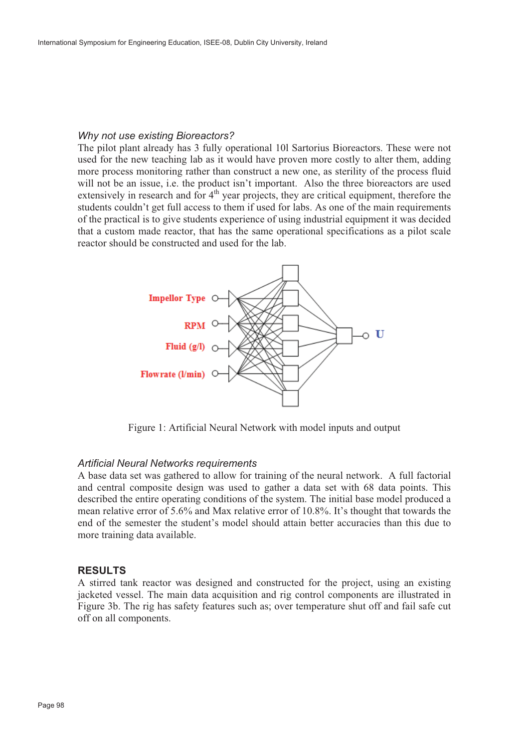*Why not use existing Bioreactors?*

The pilot plant already has 3 fully operational 10l Sartorius Bioreactors. These were not used for the new teaching lab as it would have proven more costly to alter them, adding more process monitoring rather than construct a new one, as sterility of the process fluid will not be an issue, i.e. the product isn't important. Also the three bioreactors are used extensively in research and for 4th year projects, they are critical equipment, therefore the students couldn't get full access to them if used for labs. As one of the main requirements of the practical is to give students experience of using industrial equipment it was decided that a custom made reactor, that has the same operational specifications as a pilot scale reactor should be constructed and used for the lab.

Figure 1: Artificial Neural Network with model inputs and output

*Artificial Neural Networks requirements*

A base data set was gathered to allow for training of the neural network. A full factorial and central composite design was used to gather a data set with 68 data points. This described the entire operating conditions of the system. The initial base model produced a mean relative error of 5.6% and Max relative error of 10.8%. It's thought that towards the end of the semester the student's model should attain better accuracies than this due to more training data available.

## RESULTS

A stirred tank reactor was designed and constructed for the project, using an existing jacketed vessel. The main data acquisition and rig control components are illustrated in Figure 3b. The rig has safety features such as; over temperature shut off and fail safe cut off on all components.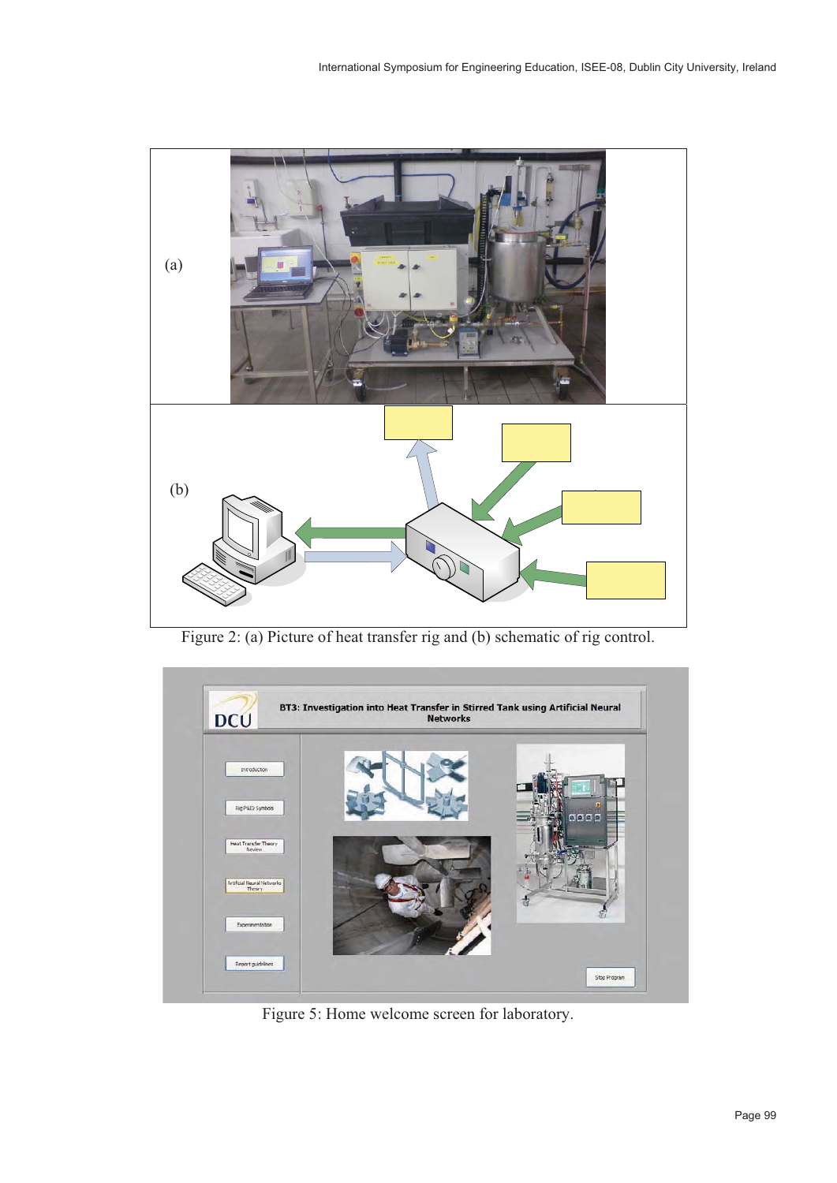Figure 2: (a) Picture of heat transfer rig and (b) schematic of rig control.

Figure 5: Home welcome screen for laboratory.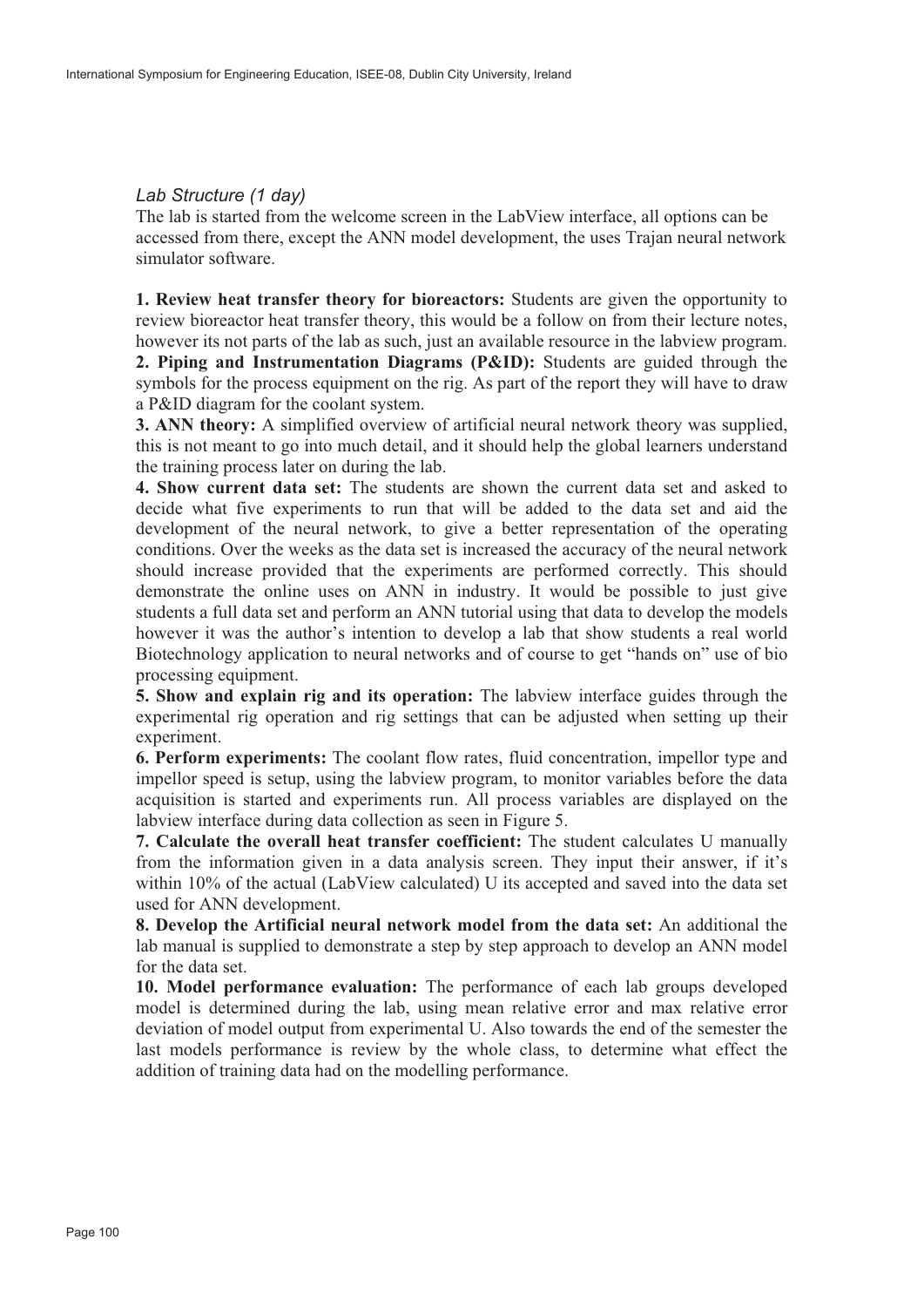*Lab Structure (1 day)*

The lab is started from the welcome screen in the LabView interface, all options can be accessed from there, except the ANN model development, the uses Trajan neural network simulator software.

**1. Review heat transfer theory for bioreactors:** Students are given the opportunity to review bioreactor heat transfer theory, this would be a follow on from their lecture notes, however its not parts of the lab as such, just an available resource in the labview program.

**2. Piping and Instrumentation Diagrams (P&ID):** Students are guided through the symbols for the process equipment on the rig. As part of the report they will have to draw a P&ID diagram for the coolant system.

**3. ANN theory:** A simplified overview of artificial neural network theory was supplied, this is not meant to go into much detail, and it should help the global learners understand the training process later on during the lab.

**4. Show current data set:** The students are shown the current data set and asked to decide what five experiments to run that will be added to the data set and aid the development of the neural network, to give a better representation of the operating conditions. Over the weeks as the data set is increased the accuracy of the neural network should increase provided that the experiments are performed correctly. This should demonstrate the online uses on ANN in industry. It would be possible to just give students a full data set and perform an ANN tutorial using that data to develop the models however it was the author's intention to develop a lab that show students a real world Biotechnology application to neural networks and of course to get "hands on" use of bio processing equipment.

**5. Show and explain rig and its operation:** The labview interface guides through the experimental rig operation and rig settings that can be adjusted when setting up their experiment.

**6. Perform experiments:** The coolant flow rates, fluid concentration, impellor type and impellor speed is setup, using the labview program, to monitor variables before the data acquisition is started and experiments run. All process variables are displayed on the labview interface during data collection as seen in Figure 5.

**7. Calculate the overall heat transfer coefficient:** The student calculates U manually from the information given in a data analysis screen. They input their answer, if it's within 10% of the actual (LabView calculated) U its accepted and saved into the data set used for ANN development.

**8. Develop the Artificial neural network model from the data set:** An additional the lab manual is supplied to demonstrate a step by step approach to develop an ANN model for the data set.

**10. Model performance evaluation:** The performance of each lab groups developed model is determined during the lab, using mean relative error and max relative error deviation of model output from experimental U. Also towards the end of the semester the last models performance is review by the whole class, to determine what effect the addition of training data had on the modelling performance.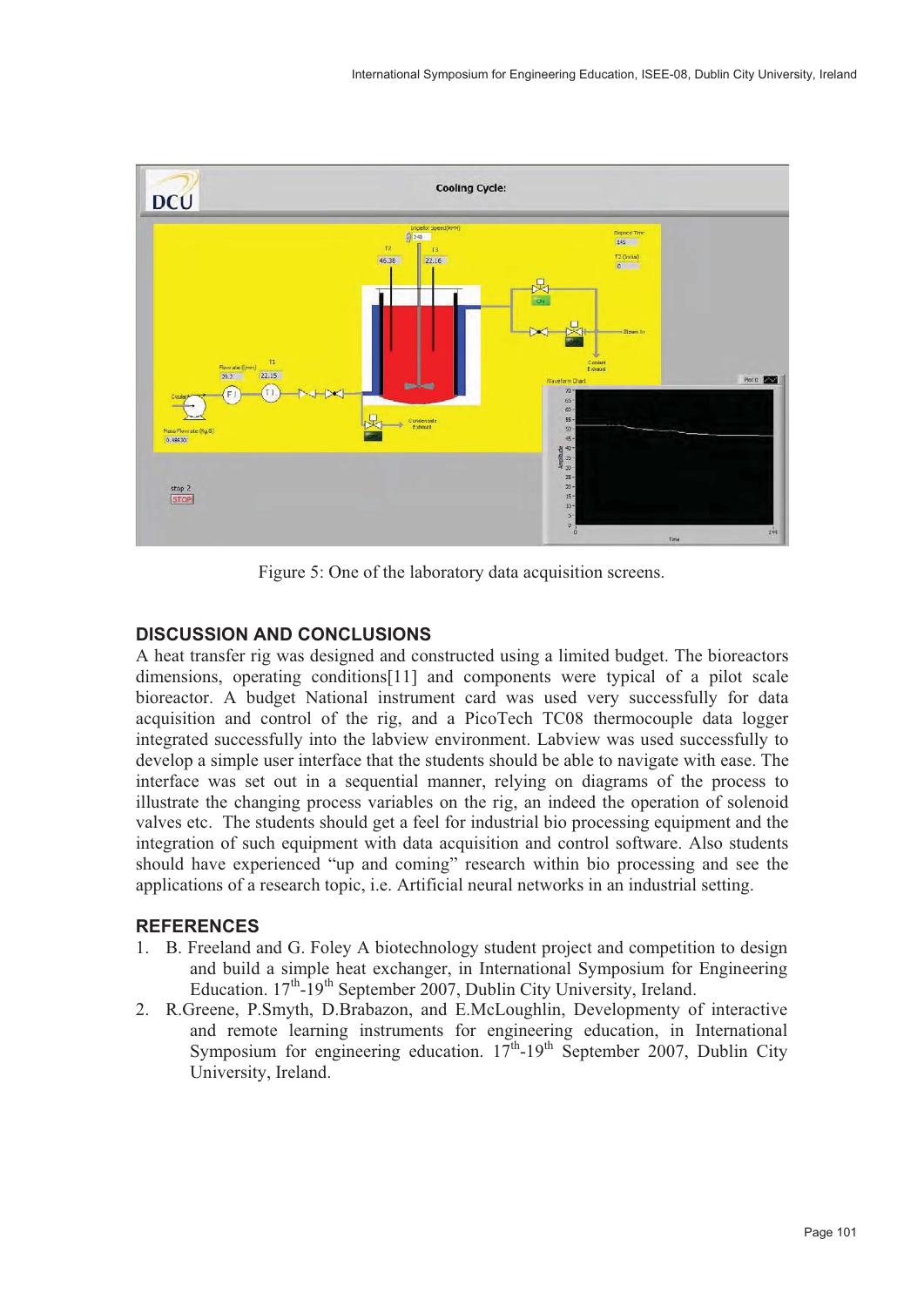Figure 5: One of the laboratory data acquisition screens.

## DISCUSSION AND CONCLUSIONS

A heat transfer rig was designed and constructed using a limited budget. The bioreactors dimensions, operating conditions[11] and components were typical of a pilot scale bioreactor. A budget National instrument card was used very successfully for data acquisition and control of the rig, and a PicoTech TC08 thermocouple data logger integrated successfully into the labview environment. Labview was used successfully to develop a simple user interface that the students should be able to navigate with ease. The interface was set out in a sequential manner, relying on diagrams of the process to illustrate the changing process variables on the rig, an indeed the operation of solenoid valves etc. The students should get a feel for industrial bio processing equipment and the integration of such equipment with data acquisition and control software. Also students should have experienced "up and coming" research within bio processing and see the applications of a research topic, i.e. Artificial neural networks in an industrial setting.

## REFERENCES

1. B. Freeland and G. Foley A biotechnology student project and competition to design and build a simple heat exchanger, in International Symposium for Engineering Education. 17th-19th September 2007, Dublin City University, Ireland.
2. R.Greene, P.Smyth, D.Brabazon, and E.McLoughlin, Developmenty of interactive and remote learning instruments for engineering education, in International Symposium for engineering education. 17th-19th September 2007, Dublin City University, Ireland.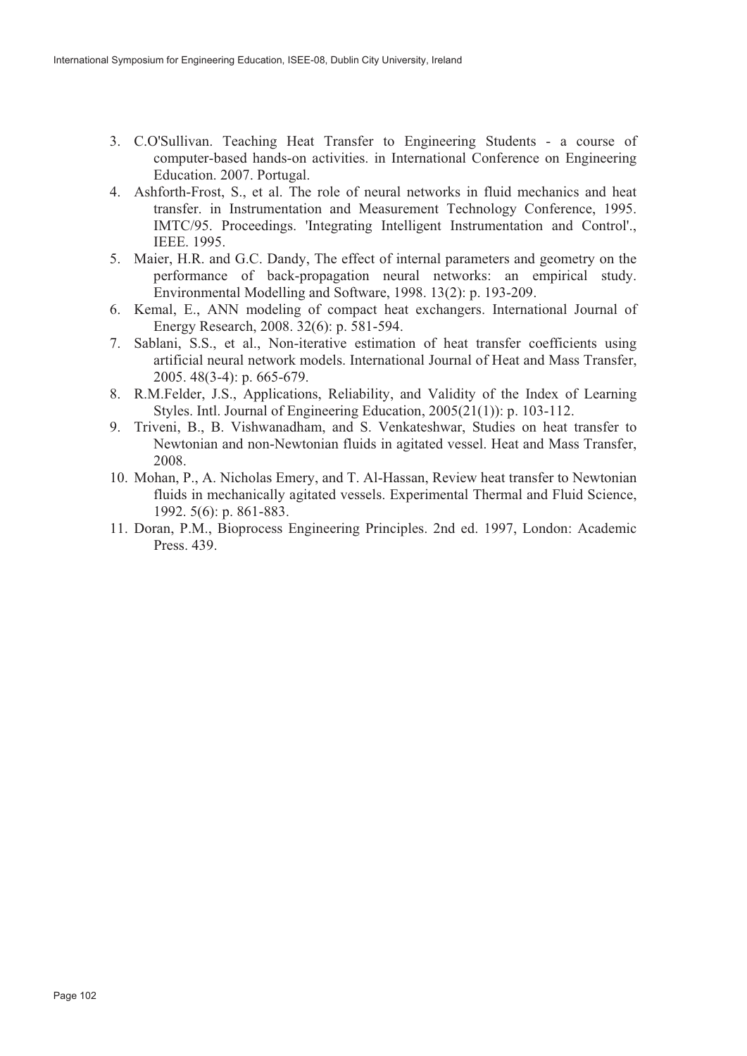3. C.O'Sullivan. Teaching Heat Transfer to Engineering Students - a course of computer-based hands-on activities. in International Conference on Engineering Education. 2007. Portugal.
4. Ashforth-Frost, S., et al. The role of neural networks in fluid mechanics and heat transfer. in Instrumentation and Measurement Technology Conference, 1995. IMTC/95. Proceedings. 'Integrating Intelligent Instrumentation and Control'., IEEE. 1995.
5. Maier, H.R. and G.C. Dandy, The effect of internal parameters and geometry on the performance of back-propagation neural networks: an empirical study. Environmental Modelling and Software, 1998. 13(2): p. 193-209.
6. Kemal, E., ANN modeling of compact heat exchangers. International Journal of Energy Research, 2008. 32(6): p. 581-594.
7. Sablani, S.S., et al., Non-iterative estimation of heat transfer coefficients using artificial neural network models. International Journal of Heat and Mass Transfer, 2005. 48(3-4): p. 665-679.
8. R.M.Felder, J.S., Applications, Reliability, and Validity of the Index of Learning Styles. Intl. Journal of Engineering Education, 2005(21(1)): p. 103-112.
9. Triveni, B., B. Vishwanadham, and S. Venkateshwar, Studies on heat transfer to Newtonian and non-Newtonian fluids in agitated vessel. Heat and Mass Transfer, 2008.
10. Mohan, P., A. Nicholas Emery, and T. Al-Hassan, Review heat transfer to Newtonian fluids in mechanically agitated vessels. Experimental Thermal and Fluid Science, 1992. 5(6): p. 861-883.
11. Doran, P.M., Bioprocess Engineering Principles. 2nd ed. 1997, London: Academic Press. 439.